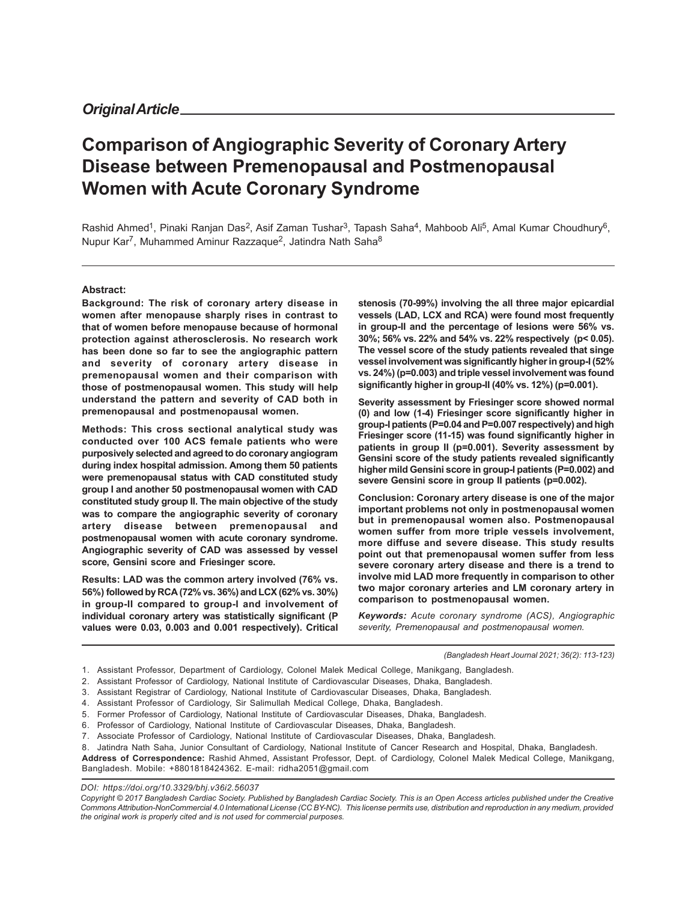*Original Article*

# Comparison of Angiographic Severity of Coronary Artery Disease between Premenopausal and Postmenopausal Women with Acute Coronary Syndrome

Rashid Ahmed[1], Pinaki Ranjan Das[2], Asif Zaman Tushar[3], Tapash Saha[4], Mahboob Ali[5], Amal Kumar Choudhury[6], Nupur Kar[7], Muhammed Aminur Razzaque[2], Jatindra Nath Saha[8]

**Abstract:**

**Background: The risk of coronary artery disease in women after menopause sharply rises in contrast to that of women before menopause because of hormonal protection against atherosclerosis. No research work has been done so far to see the angiographic pattern and severity of coronary artery disease in premenopausal women and their comparison with those of postmenopausal women. This study will help understand the pattern and severity of CAD both in premenopausal and postmenopausal women.**

**Methods: This cross sectional analytical study was conducted over 100 ACS female patients who were purposively selected and agreed to do coronary angiogram during index hospital admission. Among them 50 patients were premenopausal status with CAD constituted study group I and another 50 postmenopausal women with CAD constituted study group II. The main objective of the study was to compare the angiographic severity of coronary artery disease between premenopausal and postmenopausal women with acute coronary syndrome. Angiographic severity of CAD was assessed by vessel score, Gensini score and Friesinger score.**

**Results: LAD was the common artery involved (76% vs. 56%) followed by RCA (72% vs. 36%) and LCX (62% vs. 30%) in group-II compared to group-I and involvement of individual coronary artery was statistically significant (P values were 0.03, 0.003 and 0.001 respectively). Critical stenosis (70-99%) involving the all three major epicardial vessels (LAD, LCX and RCA) were found most frequently in group-II and the percentage of lesions were 56% vs. 30%; 56% vs. 22% and 54% vs. 22% respectively (p< 0.05). The vessel score of the study patients revealed that singe vessel involvement was significantly higher in group-I (52% vs. 24%) (p=0.003) and triple vessel involvement was found significantly higher in group-II (40% vs. 12%) (p=0.001).**

**Severity assessment by Friesinger score showed normal (0) and low (1-4) Friesinger score significantly higher in group-I patients (P=0.04 and P=0.007 respectively) and high Friesinger score (11-15) was found significantly higher in patients in group II (p=0.001). Severity assessment by Gensini score of the study patients revealed significantly higher mild Gensini score in group-I patients (P=0.002) and severe Gensini score in group II patients (p=0.002).**

**Conclusion: Coronary artery disease is one of the major important problems not only in postmenopausal women but in premenopausal women also. Postmenopausal women suffer from more triple vessels involvement, more diffuse and severe disease. This study results point out that premenopausal women suffer from less severe coronary artery disease and there is a trend to involve mid LAD more frequently in comparison to other two major coronary arteries and LM coronary artery in comparison to postmenopausal women.**

***Keywords:*** *Acute coronary syndrome (ACS), Angiographic severity, Premenopausal and postmenopausal women.*

*(Bangladesh Heart Journal 2021; 36(2): 113-123)*

1. Assistant Professor, Department of Cardiology, Colonel Malek Medical College, Manikgang, Bangladesh.
2. Assistant Professor of Cardiology, National Institute of Cardiovascular Diseases, Dhaka, Bangladesh.
3. Assistant Registrar of Cardiology, National Institute of Cardiovascular Diseases, Dhaka, Bangladesh.
4. Assistant Professor of Cardiology, Sir Salimullah Medical College, Dhaka, Bangladesh.
5. Former Professor of Cardiology, National Institute of Cardiovascular Diseases, Dhaka, Bangladesh.
6. Professor of Cardiology, National Institute of Cardiovascular Diseases, Dhaka, Bangladesh.
7. Associate Professor of Cardiology, National Institute of Cardiovascular Diseases, Dhaka, Bangladesh.
8. Jatindra Nath Saha, Junior Consultant of Cardiology, National Institute of Cancer Research and Hospital, Dhaka, Bangladesh.

**Address of Correspondence:** Rashid Ahmed, Assistant Professor, Dept. of Cardiology, Colonel Malek Medical College, Manikgang, Bangladesh. Mobile: +8801818424362. E-mail: ridha2051@gmail.com

*DOI: https://doi.org/10.3329/bhj.v36i2.56037*

*Copyright © 2017 Bangladesh Cardiac Society. Published by Bangladesh Cardiac Society. This is an Open Access articles published under the Creative Commons Attribution-NonCommercial 4.0 International License (CC BY-NC). This license permits use, distribution and reproduction in any medium, provided the original work is properly cited and is not used for commercial purposes.*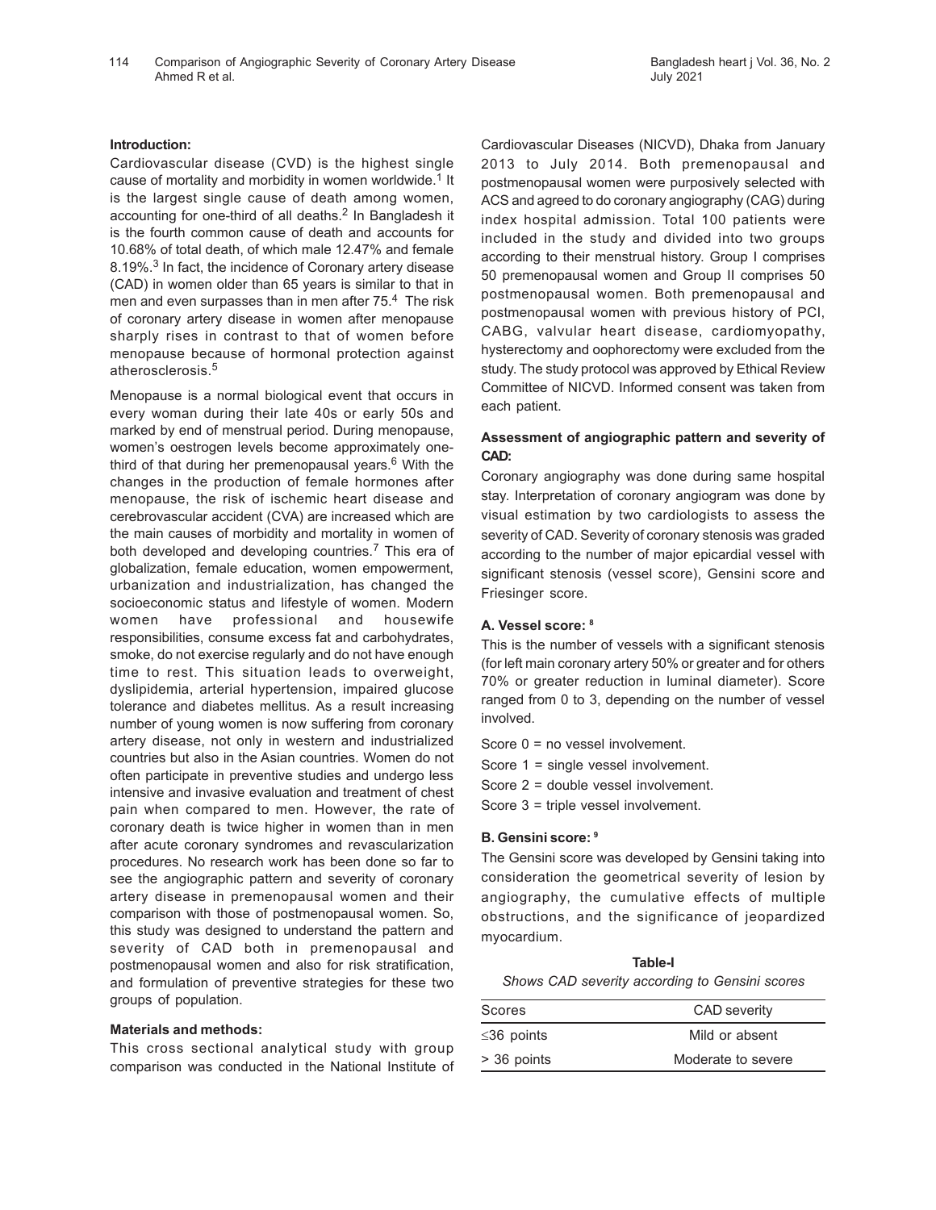### Introduction:

Cardiovascular disease (CVD) is the highest single cause of mortality and morbidity in women worldwide.[1] It is the largest single cause of death among women, accounting for one-third of all deaths.[2] In Bangladesh it is the fourth common cause of death and accounts for 10.68% of total death, of which male 12.47% and female 8.19%.[3] In fact, the incidence of Coronary artery disease (CAD) in women older than 65 years is similar to that in men and even surpasses than in men after 75.[4] The risk of coronary artery disease in women after menopause sharply rises in contrast to that of women before menopause because of hormonal protection against atherosclerosis.[5]

Menopause is a normal biological event that occurs in every woman during their late 40s or early 50s and marked by end of menstrual period. During menopause, women's oestrogen levels become approximately one-third of that during her premenopausal years.[6] With the changes in the production of female hormones after menopause, the risk of ischemic heart disease and cerebrovascular accident (CVA) are increased which are the main causes of morbidity and mortality in women of both developed and developing countries.[7] This era of globalization, female education, women empowerment, urbanization and industrialization, has changed the socioeconomic status and lifestyle of women. Modern women have professional and housewife responsibilities, consume excess fat and carbohydrates, smoke, do not exercise regularly and do not have enough time to rest. This situation leads to overweight, dyslipidemia, arterial hypertension, impaired glucose tolerance and diabetes mellitus. As a result increasing number of young women is now suffering from coronary artery disease, not only in western and industrialized countries but also in the Asian countries. Women do not often participate in preventive studies and undergo less intensive and invasive evaluation and treatment of chest pain when compared to men. However, the rate of coronary death is twice higher in women than in men after acute coronary syndromes and revascularization procedures. No research work has been done so far to see the angiographic pattern and severity of coronary artery disease in premenopausal women and their comparison with those of postmenopausal women. So, this study was designed to understand the pattern and severity of CAD both in premenopausal and postmenopausal women and also for risk stratification, and formulation of preventive strategies for these two groups of population.

### Materials and methods:

This cross sectional analytical study with group comparison was conducted in the National Institute of Cardiovascular Diseases (NICVD), Dhaka from January 2013 to July 2014. Both premenopausal and postmenopausal women were purposively selected with ACS and agreed to do coronary angiography (CAG) during index hospital admission. Total 100 patients were included in the study and divided into two groups according to their menstrual history. Group I comprises 50 premenopausal women and Group II comprises 50 postmenopausal women. Both premenopausal and postmenopausal women with previous history of PCI, CABG, valvular heart disease, cardiomyopathy, hysterectomy and oophorectomy were excluded from the study. The study protocol was approved by Ethical Review Committee of NICVD. Informed consent was taken from each patient.

### Assessment of angiographic pattern and severity of CAD:

Coronary angiography was done during same hospital stay. Interpretation of coronary angiogram was done by visual estimation by two cardiologists to assess the severity of CAD. Severity of coronary stenosis was graded according to the number of major epicardial vessel with significant stenosis (vessel score), Gensini score and Friesinger score.

#### A. Vessel score: [8]

This is the number of vessels with a significant stenosis (for left main coronary artery 50% or greater and for others 70% or greater reduction in luminal diameter). Score ranged from 0 to 3, depending on the number of vessel involved.

Score 0 = no vessel involvement.

Score 1 = single vessel involvement.

Score 2 = double vessel involvement.

Score 3 = triple vessel involvement.

#### B. Gensini score: [9]

The Gensini score was developed by Gensini taking into consideration the geometrical severity of lesion by angiography, the cumulative effects of multiple obstructions, and the significance of jeopardized myocardium.

**Table-I**

*Shows CAD severity according to Gensini scores*

| Scores | CAD severity |
|---|---|
| ≤36 points | Mild or absent |
| > 36 points | Moderate to severe |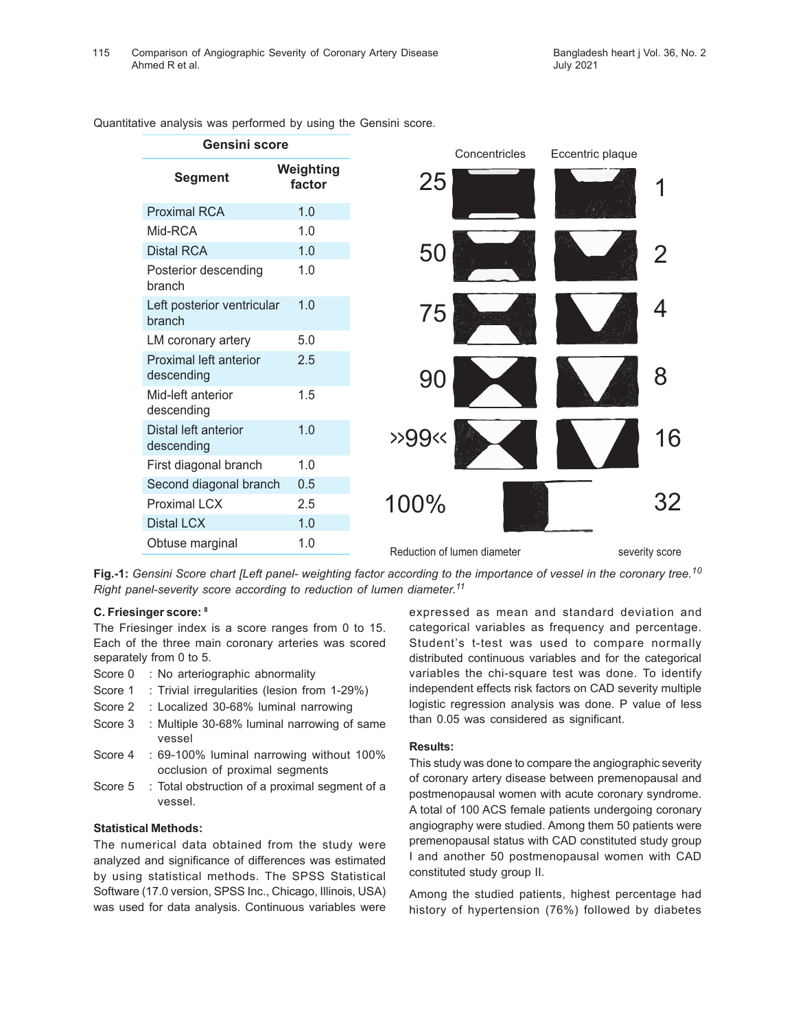Quantitative analysis was performed by using the Gensini score.

**Gensini score**

| Segment | Weighting factor |
|---|---|
| Proximal RCA | 1.0 |
| Mid-RCA | 1.0 |
| Distal RCA | 1.0 |
| Posterior descending branch | 1.0 |
| Left posterior ventricular branch | 1.0 |
| LM coronary artery | 5.0 |
| Proximal left anterior descending | 2.5 |
| Mid-left anterior descending | 1.5 |
| Distal left anterior descending | 1.0 |
| First diagonal branch | 1.0 |
| Second diagonal branch | 0.5 |
| Proximal LCX | 2.5 |
| Distal LCX | 1.0 |
| Obtuse marginal | 1.0 |

| Reduction of lumen diameter | Concentricles | Eccentric plaque | severity score |
|---|---|---|---|
| 25 | | | 1 |
| 50 | | | 2 |
| 75 | | | 4 |
| 90 | | | 8 |
| »99« | | | 16 |
| 100% | | | 32 |

**Fig.-1:** *Gensini Score chart [Left panel- weighting factor according to the importance of vessel in the coronary tree.[10] Right panel-severity score according to reduction of lumen diameter.[11]*

### C. Friesinger score: [8]

The Friesinger index is a score ranges from 0 to 15. Each of the three main coronary arteries was scored separately from 0 to 5.

- Score 0 : No arteriographic abnormality
- Score 1 : Trivial irregularities (lesion from 1-29%)
- Score 2 : Localized 30-68% luminal narrowing
- Score 3 : Multiple 30-68% luminal narrowing of same vessel
- Score 4 : 69-100% luminal narrowing without 100% occlusion of proximal segments
- Score 5 : Total obstruction of a proximal segment of a vessel.

### Statistical Methods:

The numerical data obtained from the study were analyzed and significance of differences was estimated by using statistical methods. The SPSS Statistical Software (17.0 version, SPSS Inc., Chicago, Illinois, USA) was used for data analysis. Continuous variables were expressed as mean and standard deviation and categorical variables as frequency and percentage. Student's t-test was used to compare normally distributed continuous variables and for the categorical variables the chi-square test was done. To identify independent effects risk factors on CAD severity multiple logistic regression analysis was done. P value of less than 0.05 was considered as significant.

## Results:

This study was done to compare the angiographic severity of coronary artery disease between premenopausal and postmenopausal women with acute coronary syndrome. A total of 100 ACS female patients undergoing coronary angiography were studied. Among them 50 patients were premenopausal status with CAD constituted study group I and another 50 postmenopausal women with CAD constituted study group II.

Among the studied patients, highest percentage had history of hypertension (76%) followed by diabetes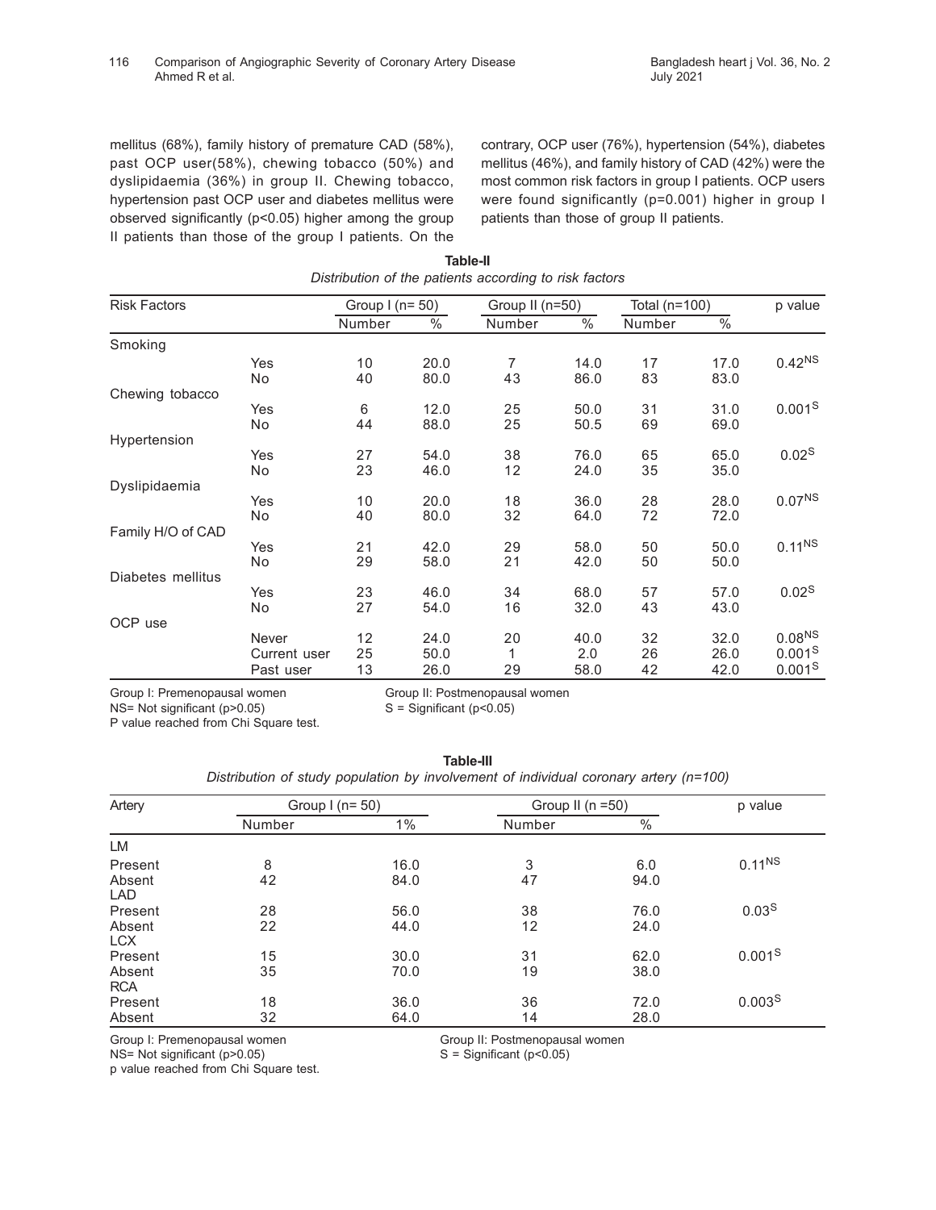mellitus (68%), family history of premature CAD (58%), past OCP user(58%), chewing tobacco (50%) and dyslipidaemia (36%) in group II. Chewing tobacco, hypertension past OCP user and diabetes mellitus were observed significantly ($p<0.05$) higher among the group II patients than those of the group I patients. On the contrary, OCP user (76%), hypertension (54%), diabetes mellitus (46%), and family history of CAD (42%) were the most common risk factors in group I patients. OCP users were found significantly ($p=0.001$) higher in group I patients than those of group II patients.

**Table-II**
*Distribution of the patients according to risk factors*

| Risk Factors | | Group I (n= 50) | | Group II (n=50) | | Total (n=100) | | p value |
|---|---|---|---|---|---|---|---|---|
| | | Number | % | Number | % | Number | % | |
| Smoking | | | | | | | | |
| | Yes | 10 | 20.0 | 7 | 14.0 | 17 | 17.0 | $0.42^{NS}$ |
| | No | 40 | 80.0 | 43 | 86.0 | 83 | 83.0 | |
| Chewing tobacco | | | | | | | | |
| | Yes | 6 | 12.0 | 25 | 50.0 | 31 | 31.0 | $0.001^{S}$ |
| | No | 44 | 88.0 | 25 | 50.5 | 69 | 69.0 | |
| Hypertension | | | | | | | | |
| | Yes | 27 | 54.0 | 38 | 76.0 | 65 | 65.0 | $0.02^{S}$ |
| | No | 23 | 46.0 | 12 | 24.0 | 35 | 35.0 | |
| Dyslipidaemia | | | | | | | | |
| | Yes | 10 | 20.0 | 18 | 36.0 | 28 | 28.0 | $0.07^{NS}$ |
| | No | 40 | 80.0 | 32 | 64.0 | 72 | 72.0 | |
| Family H/O of CAD | | | | | | | | |
| | Yes | 21 | 42.0 | 29 | 58.0 | 50 | 50.0 | $0.11^{NS}$ |
| | No | 29 | 58.0 | 21 | 42.0 | 50 | 50.0 | |
| Diabetes mellitus | | | | | | | | |
| | Yes | 23 | 46.0 | 34 | 68.0 | 57 | 57.0 | $0.02^{S}$ |
| | No | 27 | 54.0 | 16 | 32.0 | 43 | 43.0 | |
| OCP use | | | | | | | | |
| | Never | 12 | 24.0 | 20 | 40.0 | 32 | 32.0 | $0.08^{NS}$ |
| | Current user | 25 | 50.0 | 1 | 2.0 | 26 | 26.0 | $0.001^{S}$ |
| | Past user | 13 | 26.0 | 29 | 58.0 | 42 | 42.0 | $0.001^{S}$ |

Group I: Premenopausal women Group II: Postmenopausal women
NS= Not significant ($p>0.05$) S = Significant ($p<0.05$)
P value reached from Chi Square test.

**Table-III**
*Distribution of study population by involvement of individual coronary artery (n=100)*

| Artery | Group I (n= 50) | | Group II (n =50) | | p value |
|---|---|---|---|---|---|
| | Number | 1% | Number | % | |
| LM | | | | | |
| Present | 8 | 16.0 | 3 | 6.0 | $0.11^{NS}$ |
| Absent | 42 | 84.0 | 47 | 94.0 | |
| LAD | | | | | |
| Present | 28 | 56.0 | 38 | 76.0 | $0.03^{S}$ |
| Absent | 22 | 44.0 | 12 | 24.0 | |
| LCX | | | | | |
| Present | 15 | 30.0 | 31 | 62.0 | $0.001^{S}$ |
| Absent | 35 | 70.0 | 19 | 38.0 | |
| RCA | | | | | |
| Present | 18 | 36.0 | 36 | 72.0 | $0.003^{S}$ |
| Absent | 32 | 64.0 | 14 | 28.0 | |

Group I: Premenopausal women Group II: Postmenopausal women
NS= Not significant ($p>0.05$) S = Significant ($p<0.05$)
p value reached from Chi Square test.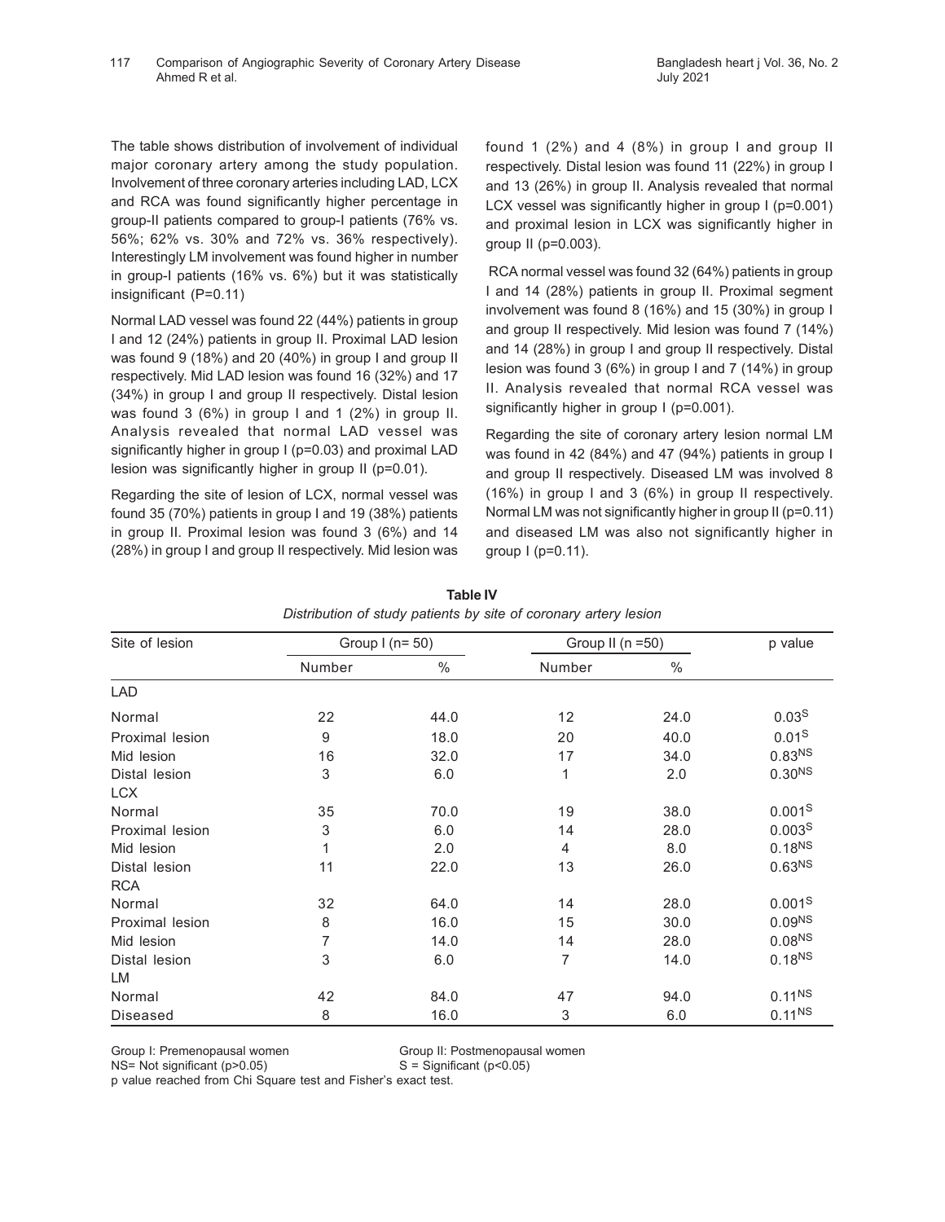The table shows distribution of involvement of individual major coronary artery among the study population. Involvement of three coronary arteries including LAD, LCX and RCA was found significantly higher percentage in group-II patients compared to group-I patients (76% vs. 56%; 62% vs. 30% and 72% vs. 36% respectively). Interestingly LM involvement was found higher in number in group-I patients (16% vs. 6%) but it was statistically insignificant (P=0.11)

Normal LAD vessel was found 22 (44%) patients in group I and 12 (24%) patients in group II. Proximal LAD lesion was found 9 (18%) and 20 (40%) in group I and group II respectively. Mid LAD lesion was found 16 (32%) and 17 (34%) in group I and group II respectively. Distal lesion was found 3 (6%) in group I and 1 (2%) in group II. Analysis revealed that normal LAD vessel was significantly higher in group I (p=0.03) and proximal LAD lesion was significantly higher in group II (p=0.01).

Regarding the site of lesion of LCX, normal vessel was found 35 (70%) patients in group I and 19 (38%) patients in group II. Proximal lesion was found 3 (6%) and 14 (28%) in group I and group II respectively. Mid lesion was found 1 (2%) and 4 (8%) in group I and group II respectively. Distal lesion was found 11 (22%) in group I and 13 (26%) in group II. Analysis revealed that normal LCX vessel was significantly higher in group I (p=0.001) and proximal lesion in LCX was significantly higher in group II (p=0.003).

RCA normal vessel was found 32 (64%) patients in group I and 14 (28%) patients in group II. Proximal segment involvement was found 8 (16%) and 15 (30%) in group I and group II respectively. Mid lesion was found 7 (14%) and 14 (28%) in group I and group II respectively. Distal lesion was found 3 (6%) in group I and 7 (14%) in group II. Analysis revealed that normal RCA vessel was significantly higher in group I (p=0.001).

Regarding the site of coronary artery lesion normal LM was found in 42 (84%) and 47 (94%) patients in group I and group II respectively. Diseased LM was involved 8 (16%) in group I and 3 (6%) in group II respectively. Normal LM was not significantly higher in group II (p=0.11) and diseased LM was also not significantly higher in group I (p=0.11).

**Table IV**

*Distribution of study patients by site of coronary artery lesion*

| Site of lesion | Group I (n= 50) | | Group II (n =50) | | p value |
|---|---|---|---|---|---|
| | Number | % | Number | % | |
| LAD | | | | | |
| Normal | 22 | 44.0 | 12 | 24.0 | 0.03[S] |
| Proximal lesion | 9 | 18.0 | 20 | 40.0 | 0.01[S] |
| Mid lesion | 16 | 32.0 | 17 | 34.0 | 0.83[NS] |
| Distal lesion | 3 | 6.0 | 1 | 2.0 | 0.30[NS] |
| LCX | | | | | |
| Normal | 35 | 70.0 | 19 | 38.0 | 0.001[S] |
| Proximal lesion | 3 | 6.0 | 14 | 28.0 | 0.003[S] |
| Mid lesion | 1 | 2.0 | 4 | 8.0 | 0.18[NS] |
| Distal lesion | 11 | 22.0 | 13 | 26.0 | 0.63[NS] |
| RCA | | | | | |
| Normal | 32 | 64.0 | 14 | 28.0 | 0.001[S] |
| Proximal lesion | 8 | 16.0 | 15 | 30.0 | 0.09[NS] |
| Mid lesion | 7 | 14.0 | 14 | 28.0 | 0.08[NS] |
| Distal lesion | 3 | 6.0 | 7 | 14.0 | 0.18[NS] |
| LM | | | | | |
| Normal | 42 | 84.0 | 47 | 94.0 | 0.11[NS] |
| Diseased | 8 | 16.0 | 3 | 6.0 | 0.11[NS] |

Group I: Premenopausal women  Group II: Postmenopausal women
NS= Not significant (p>0.05)  S = Significant (p<0.05)
p value reached from Chi Square test and Fisher's exact test.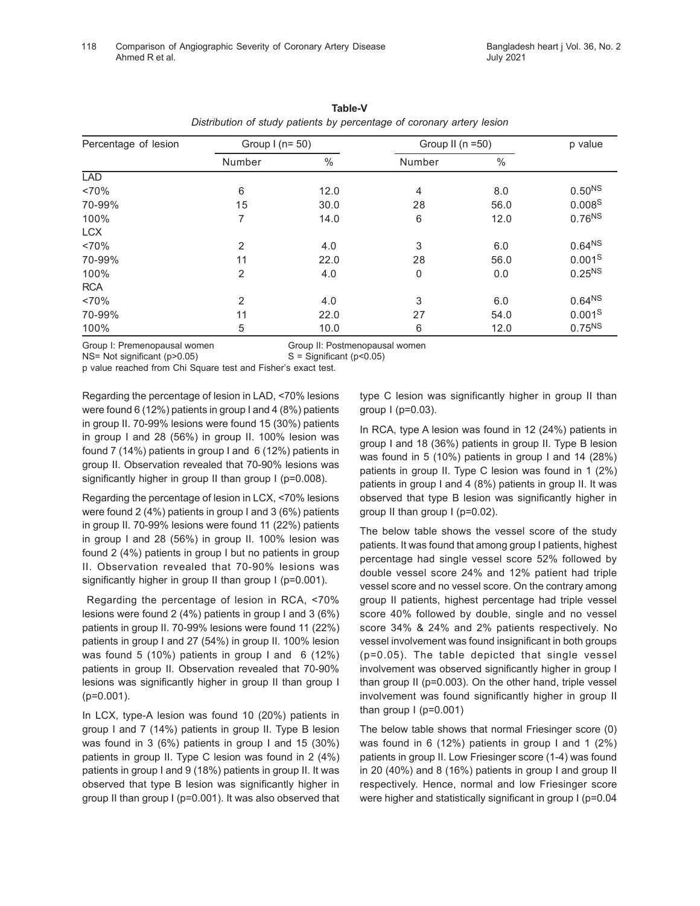**Table-V**

*Distribution of study patients by percentage of coronary artery lesion*

| Percentage of lesion | Group I (n= 50) | | Group II (n =50) | | p value |
|---|---|---|---|---|---|
| | Number | % | Number | % | |
| LAD | | | | | |
| <70% | 6 | 12.0 | 4 | 8.0 | 0.50[NS] |
| 70-99% | 15 | 30.0 | 28 | 56.0 | 0.008[S] |
| 100% | 7 | 14.0 | 6 | 12.0 | 0.76[NS] |
| LCX | | | | | |
| <70% | 2 | 4.0 | 3 | 6.0 | 0.64[NS] |
| 70-99% | 11 | 22.0 | 28 | 56.0 | 0.001[S] |
| 100% | 2 | 4.0 | 0 | 0.0 | 0.25[NS] |
| RCA | | | | | |
| <70% | 2 | 4.0 | 3 | 6.0 | 0.64[NS] |
| 70-99% | 11 | 22.0 | 27 | 54.0 | 0.001[S] |
| 100% | 5 | 10.0 | 6 | 12.0 | 0.75[NS] |

Group I: Premenopausal women Group II: Postmenopausal women
NS= Not significant ($p>0.05$) S = Significant ($p<0.05$)
p value reached from Chi Square test and Fisher's exact test.

Regarding the percentage of lesion in LAD, <70% lesions were found 6 (12%) patients in group I and 4 (8%) patients in group II. 70-99% lesions were found 15 (30%) patients in group I and 28 (56%) in group II. 100% lesion was found 7 (14%) patients in group I and 6 (12%) patients in group II. Observation revealed that 70-90% lesions was significantly higher in group II than group I (p=0.008).

Regarding the percentage of lesion in LCX, <70% lesions were found 2 (4%) patients in group I and 3 (6%) patients in group II. 70-99% lesions were found 11 (22%) patients in group I and 28 (56%) in group II. 100% lesion was found 2 (4%) patients in group I but no patients in group II. Observation revealed that 70-90% lesions was significantly higher in group II than group I (p=0.001).

Regarding the percentage of lesion in RCA, <70% lesions were found 2 (4%) patients in group I and 3 (6%) patients in group II. 70-99% lesions were found 11 (22%) patients in group I and 27 (54%) in group II. 100% lesion was found 5 (10%) patients in group I and 6 (12%) patients in group II. Observation revealed that 70-90% lesions was significantly higher in group II than group I (p=0.001).

In LCX, type-A lesion was found 10 (20%) patients in group I and 7 (14%) patients in group II. Type B lesion was found in 3 (6%) patients in group I and 15 (30%) patients in group II. Type C lesion was found in 2 (4%) patients in group I and 9 (18%) patients in group II. It was observed that type B lesion was significantly higher in group II than group I (p=0.001). It was also observed that type C lesion was significantly higher in group II than group I (p=0.03).

In RCA, type A lesion was found in 12 (24%) patients in group I and 18 (36%) patients in group II. Type B lesion was found in 5 (10%) patients in group I and 14 (28%) patients in group II. Type C lesion was found in 1 (2%) patients in group I and 4 (8%) patients in group II. It was observed that type B lesion was significantly higher in group II than group I (p=0.02).

The below table shows the vessel score of the study patients. It was found that among group I patients, highest percentage had single vessel score 52% followed by double vessel score 24% and 12% patient had triple vessel score and no vessel score. On the contrary among group II patients, highest percentage had triple vessel score 40% followed by double, single and no vessel score 34% & 24% and 2% patients respectively. No vessel involvement was found insignificant in both groups (p=0.05). The table depicted that single vessel involvement was observed significantly higher in group I than group II (p=0.003). On the other hand, triple vessel involvement was found significantly higher in group II than group I (p=0.001)

The below table shows that normal Friesinger score (0) was found in 6 (12%) patients in group I and 1 (2%) patients in group II. Low Friesinger score (1-4) was found in 20 (40%) and 8 (16%) patients in group I and group II respectively. Hence, normal and low Friesinger score were higher and statistically significant in group I (p=0.04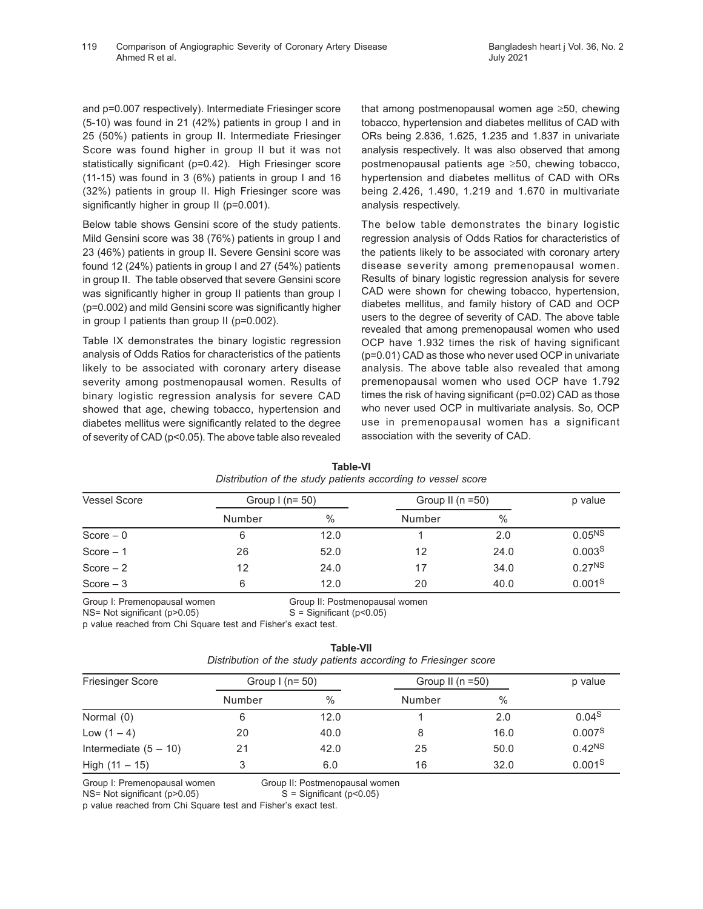and p=0.007 respectively). Intermediate Friesinger score (5-10) was found in 21 (42%) patients in group I and in 25 (50%) patients in group II. Intermediate Friesinger Score was found higher in group II but it was not statistically significant (p=0.42). High Friesinger score (11-15) was found in 3 (6%) patients in group I and 16 (32%) patients in group II. High Friesinger score was significantly higher in group II (p=0.001).

Below table shows Gensini score of the study patients. Mild Gensini score was 38 (76%) patients in group I and 23 (46%) patients in group II. Severe Gensini score was found 12 (24%) patients in group I and 27 (54%) patients in group II. The table observed that severe Gensini score was significantly higher in group II patients than group I (p=0.002) and mild Gensini score was significantly higher in group I patients than group II (p=0.002).

Table IX demonstrates the binary logistic regression analysis of Odds Ratios for characteristics of the patients likely to be associated with coronary artery disease severity among postmenopausal women. Results of binary logistic regression analysis for severe CAD showed that age, chewing tobacco, hypertension and diabetes mellitus were significantly related to the degree of severity of CAD (p<0.05). The above table also revealed that among postmenopausal women age ≥50, chewing tobacco, hypertension and diabetes mellitus of CAD with ORs being 2.836, 1.625, 1.235 and 1.837 in univariate analysis respectively. It was also observed that among postmenopausal patients age ≥50, chewing tobacco, hypertension and diabetes mellitus of CAD with ORs being 2.426, 1.490, 1.219 and 1.670 in multivariate analysis respectively.

The below table demonstrates the binary logistic regression analysis of Odds Ratios for characteristics of the patients likely to be associated with coronary artery disease severity among premenopausal women. Results of binary logistic regression analysis for severe CAD were shown for chewing tobacco, hypertension, diabetes mellitus, and family history of CAD and OCP users to the degree of severity of CAD. The above table revealed that among premenopausal women who used OCP have 1.932 times the risk of having significant (p=0.01) CAD as those who never used OCP in univariate analysis. The above table also revealed that among premenopausal women who used OCP have 1.792 times the risk of having significant (p=0.02) CAD as those who never used OCP in multivariate analysis. So, OCP use in premenopausal women has a significant association with the severity of CAD.

**Table-VI**

*Distribution of the study patients according to vessel score*

| Vessel Score | Group I (n= 50) | | Group II (n =50) | | p value |
|---|---|---|---|---|---|
| | Number | % | Number | % | |
| Score – 0 | 6 | 12.0 | 1 | 2.0 | 0.05[NS] |
| Score – 1 | 26 | 52.0 | 12 | 24.0 | 0.003[S] |
| Score – 2 | 12 | 24.0 | 17 | 34.0 | 0.27[NS] |
| Score – 3 | 6 | 12.0 | 20 | 40.0 | 0.001[S] |

Group I: Premenopausal women Group II: Postmenopausal women
NS= Not significant (p>0.05) S = Significant (p<0.05)
p value reached from Chi Square test and Fisher's exact test.

**Table-VII**

*Distribution of the study patients according to Friesinger score*

| Friesinger Score | Group I (n= 50) | | Group II (n =50) | | p value |
|---|---|---|---|---|---|
| | Number | % | Number | % | |
| Normal (0) | 6 | 12.0 | 1 | 2.0 | 0.04[S] |
| Low (1 – 4) | 20 | 40.0 | 8 | 16.0 | 0.007[S] |
| Intermediate (5 – 10) | 21 | 42.0 | 25 | 50.0 | 0.42[NS] |
| High (11 – 15) | 3 | 6.0 | 16 | 32.0 | 0.001[S] |

Group I: Premenopausal women Group II: Postmenopausal women
NS= Not significant (p>0.05) S = Significant (p<0.05)
p value reached from Chi Square test and Fisher's exact test.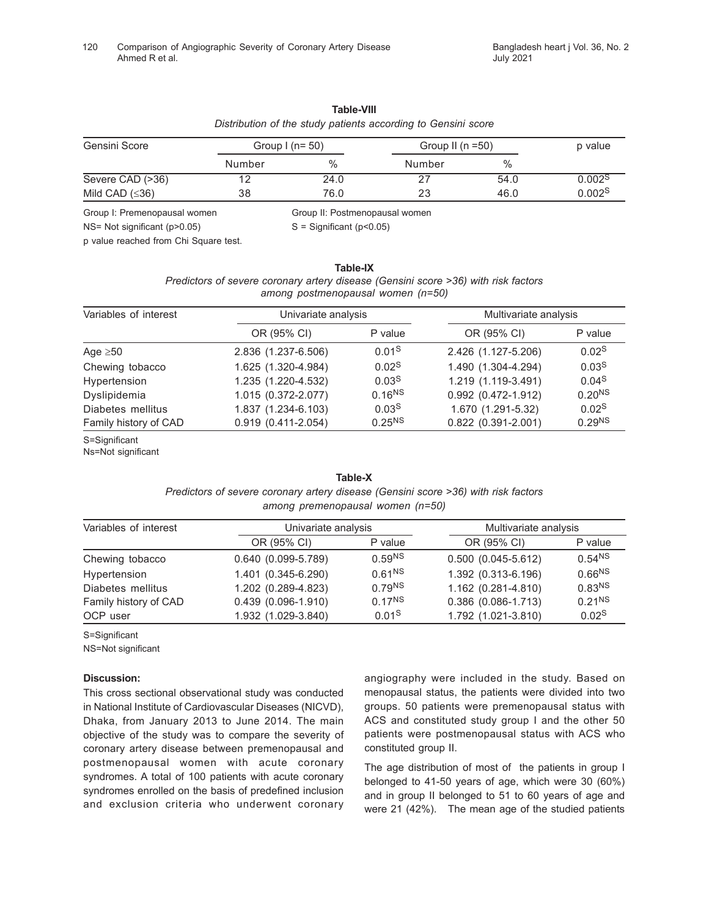**Table-VIII**

*Distribution of the study patients according to Gensini score*

| Gensini Score | Group I (n= 50) | | Group II (n =50) | | p value |
|---|---|---|---|---|---|
| | Number | % | Number | % | |
| Severe CAD (>36) | 12 | 24.0 | 27 | 54.0 | 0.002[S] |
| Mild CAD (≤36) | 38 | 76.0 | 23 | 46.0 | 0.002[S] |

Group I: Premenopausal women  Group II: Postmenopausal women

NS= Not significant (p>0.05)  S = Significant (p<0.05)

p value reached from Chi Square test.

**Table-IX**

*Predictors of severe coronary artery disease (Gensini score >36) with risk factors among postmenopausal women (n=50)*

| Variables of interest | Univariate analysis | | Multivariate analysis | |
|---|---|---|---|---|
| | OR (95% CI) | P value | OR (95% CI) | P value |
| Age ≥50 | 2.836 (1.237-6.506) | 0.01[S] | 2.426 (1.127-5.206) | 0.02[S] |
| Chewing tobacco | 1.625 (1.320-4.984) | 0.02[S] | 1.490 (1.304-4.294) | 0.03[S] |
| Hypertension | 1.235 (1.220-4.532) | 0.03[S] | 1.219 (1.119-3.491) | 0.04[S] |
| Dyslipidemia | 1.015 (0.372-2.077) | 0.16[NS] | 0.992 (0.472-1.912) | 0.20[NS] |
| Diabetes mellitus | 1.837 (1.234-6.103) | 0.03[S] | 1.670 (1.291-5.32) | 0.02[S] |
| Family history of CAD | 0.919 (0.411-2.054) | 0.25[NS] | 0.822 (0.391-2.001) | 0.29[NS] |

S=Significant

Ns=Not significant

**Table-X**

*Predictors of severe coronary artery disease (Gensini score >36) with risk factors among premenopausal women (n=50)*

| Variables of interest | Univariate analysis | | Multivariate analysis | |
|---|---|---|---|---|
| | OR (95% CI) | P value | OR (95% CI) | P value |
| Chewing tobacco | 0.640 (0.099-5.789) | 0.59[NS] | 0.500 (0.045-5.612) | 0.54[NS] |
| Hypertension | 1.401 (0.345-6.290) | 0.61[NS] | 1.392 (0.313-6.196) | 0.66[NS] |
| Diabetes mellitus | 1.202 (0.289-4.823) | 0.79[NS] | 1.162 (0.281-4.810) | 0.83[NS] |
| Family history of CAD | 0.439 (0.096-1.910) | 0.17[NS] | 0.386 (0.086-1.713) | 0.21[NS] |
| OCP user | 1.932 (1.029-3.840) | 0.01[S] | 1.792 (1.021-3.810) | 0.02[S] |

S=Significant

NS=Not significant

**Discussion:**

This cross sectional observational study was conducted in National Institute of Cardiovascular Diseases (NICVD), Dhaka, from January 2013 to June 2014. The main objective of the study was to compare the severity of coronary artery disease between premenopausal and postmenopausal women with acute coronary syndromes. A total of 100 patients with acute coronary syndromes enrolled on the basis of predefined inclusion and exclusion criteria who underwent coronary angiography were included in the study. Based on menopausal status, the patients were divided into two groups. 50 patients were premenopausal status with ACS and constituted study group I and the other 50 patients were postmenopausal status with ACS who constituted group II.

The age distribution of most of the patients in group I belonged to 41-50 years of age, which were 30 (60%) and in group II belonged to 51 to 60 years of age and were 21 (42%). The mean age of the studied patients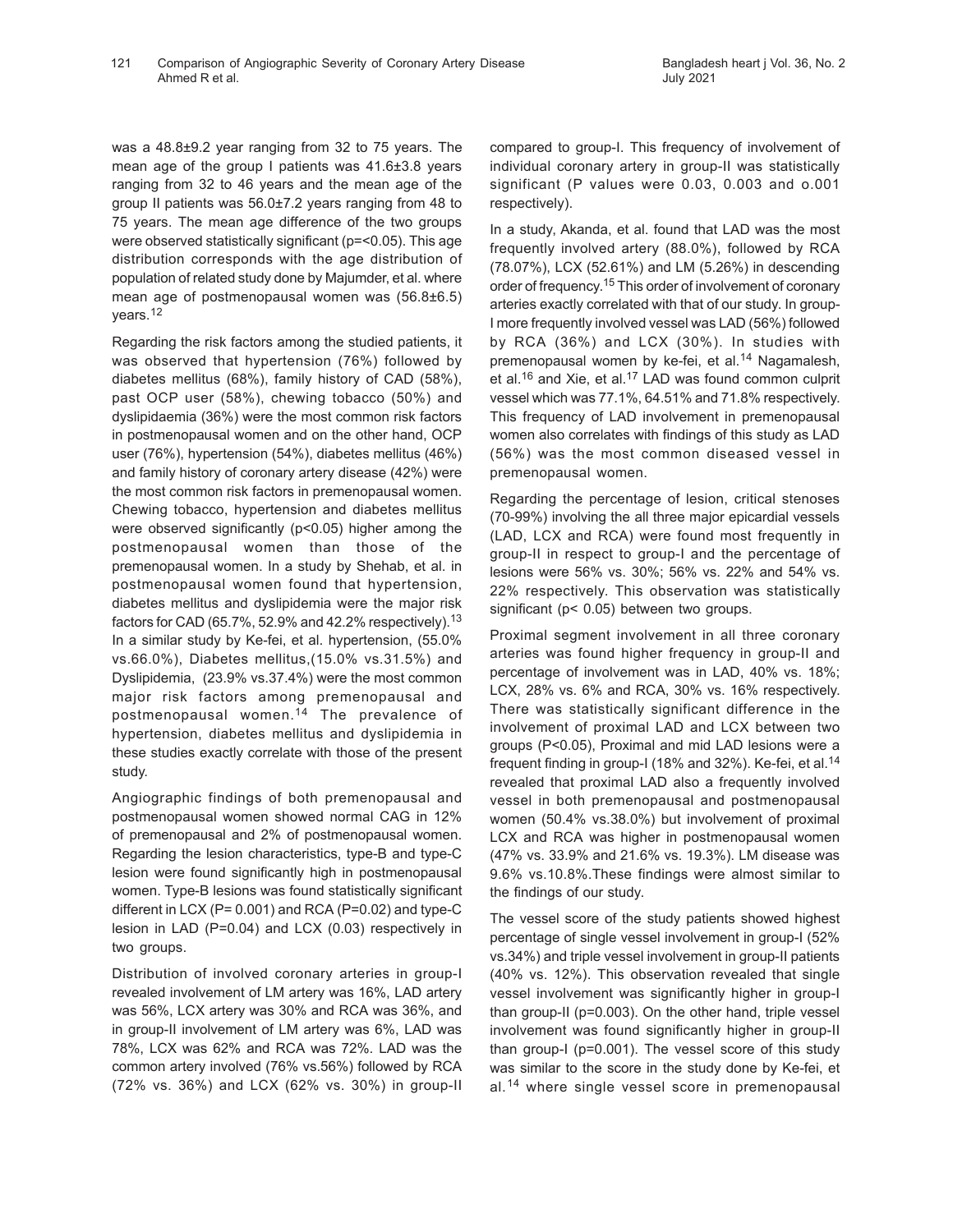was a 48.8±9.2 year ranging from 32 to 75 years. The mean age of the group I patients was 41.6±3.8 years ranging from 32 to 46 years and the mean age of the group II patients was 56.0±7.2 years ranging from 48 to 75 years. The mean age difference of the two groups were observed statistically significant (p=<0.05). This age distribution corresponds with the age distribution of population of related study done by Majumder, et al. where mean age of postmenopausal women was (56.8±6.5) years.[12]

Regarding the risk factors among the studied patients, it was observed that hypertension (76%) followed by diabetes mellitus (68%), family history of CAD (58%), past OCP user (58%), chewing tobacco (50%) and dyslipidaemia (36%) were the most common risk factors in postmenopausal women and on the other hand, OCP user (76%), hypertension (54%), diabetes mellitus (46%) and family history of coronary artery disease (42%) were the most common risk factors in premenopausal women. Chewing tobacco, hypertension and diabetes mellitus were observed significantly (p<0.05) higher among the postmenopausal women than those of the premenopausal women. In a study by Shehab, et al. in postmenopausal women found that hypertension, diabetes mellitus and dyslipidemia were the major risk factors for CAD (65.7%, 52.9% and 42.2% respectively).[13] In a similar study by Ke-fei, et al. hypertension, (55.0% vs.66.0%), Diabetes mellitus,(15.0% vs.31.5%) and Dyslipidemia, (23.9% vs.37.4%) were the most common major risk factors among premenopausal and postmenopausal women.[14] The prevalence of hypertension, diabetes mellitus and dyslipidemia in these studies exactly correlate with those of the present study.

Angiographic findings of both premenopausal and postmenopausal women showed normal CAG in 12% of premenopausal and 2% of postmenopausal women. Regarding the lesion characteristics, type-B and type-C lesion were found significantly high in postmenopausal women. Type-B lesions was found statistically significant different in LCX (P= 0.001) and RCA (P=0.02) and type-C lesion in LAD (P=0.04) and LCX (0.03) respectively in two groups.

Distribution of involved coronary arteries in group-I revealed involvement of LM artery was 16%, LAD artery was 56%, LCX artery was 30% and RCA was 36%, and in group-II involvement of LM artery was 6%, LAD was 78%, LCX was 62% and RCA was 72%. LAD was the common artery involved (76% vs.56%) followed by RCA (72% vs. 36%) and LCX (62% vs. 30%) in group-II compared to group-I. This frequency of involvement of individual coronary artery in group-II was statistically significant (P values were 0.03, 0.003 and o.001 respectively).

In a study, Akanda, et al. found that LAD was the most frequently involved artery (88.0%), followed by RCA (78.07%), LCX (52.61%) and LM (5.26%) in descending order of frequency.[15] This order of involvement of coronary arteries exactly correlated with that of our study. In group-I more frequently involved vessel was LAD (56%) followed by RCA (36%) and LCX (30%). In studies with premenopausal women by ke-fei, et al.[14] Nagamalesh, et al.[16] and Xie, et al.[17] LAD was found common culprit vessel which was 77.1%, 64.51% and 71.8% respectively. This frequency of LAD involvement in premenopausal women also correlates with findings of this study as LAD (56%) was the most common diseased vessel in premenopausal women.

Regarding the percentage of lesion, critical stenoses (70-99%) involving the all three major epicardial vessels (LAD, LCX and RCA) were found most frequently in group-II in respect to group-I and the percentage of lesions were 56% vs. 30%; 56% vs. 22% and 54% vs. 22% respectively. This observation was statistically significant (p< 0.05) between two groups.

Proximal segment involvement in all three coronary arteries was found higher frequency in group-II and percentage of involvement was in LAD, 40% vs. 18%; LCX, 28% vs. 6% and RCA, 30% vs. 16% respectively. There was statistically significant difference in the involvement of proximal LAD and LCX between two groups (P<0.05), Proximal and mid LAD lesions were a frequent finding in group-I (18% and 32%). Ke-fei, et al.[14] revealed that proximal LAD also a frequently involved vessel in both premenopausal and postmenopausal women (50.4% vs.38.0%) but involvement of proximal LCX and RCA was higher in postmenopausal women (47% vs. 33.9% and 21.6% vs. 19.3%). LM disease was 9.6% vs.10.8%.These findings were almost similar to the findings of our study.

The vessel score of the study patients showed highest percentage of single vessel involvement in group-I (52% vs.34%) and triple vessel involvement in group-II patients (40% vs. 12%). This observation revealed that single vessel involvement was significantly higher in group-I than group-II (p=0.003). On the other hand, triple vessel involvement was found significantly higher in group-II than group-I (p=0.001). The vessel score of this study was similar to the score in the study done by Ke-fei, et al.[14] where single vessel score in premenopausal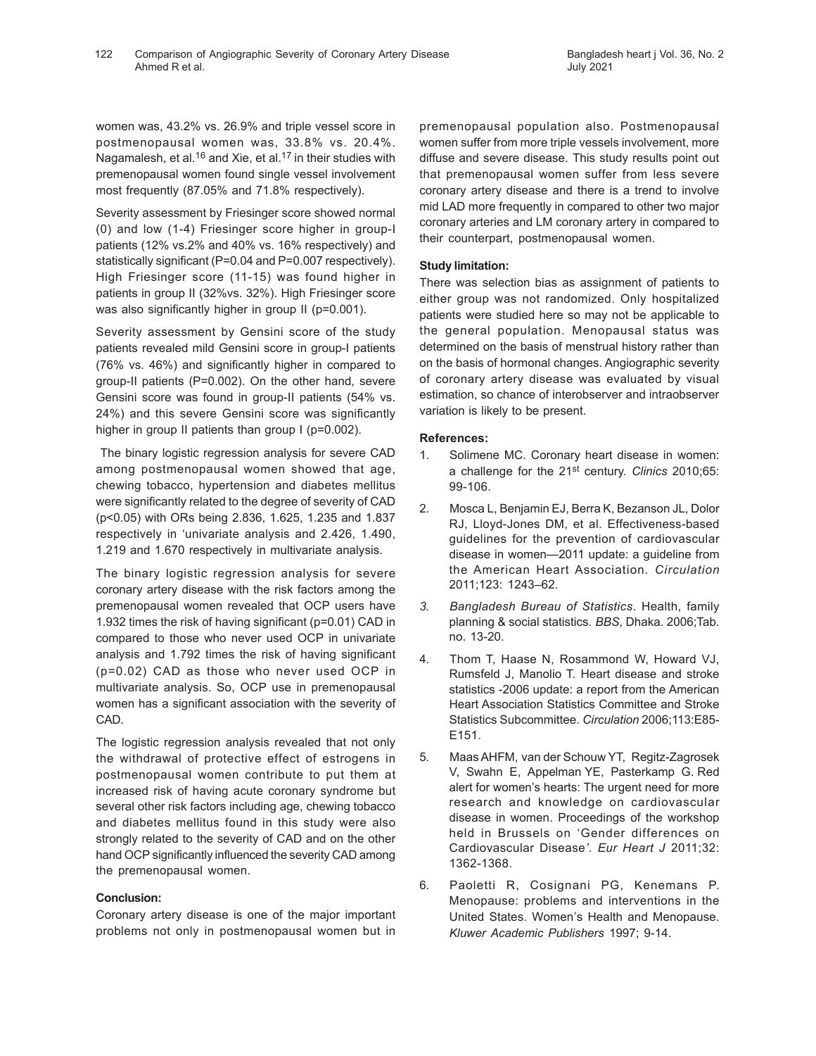women was, 43.2% vs. 26.9% and triple vessel score in postmenopausal women was, 33.8% vs. 20.4%. Nagamalesh, et al.[16] and Xie, et al.[17] in their studies with premenopausal women found single vessel involvement most frequently (87.05% and 71.8% respectively).

Severity assessment by Friesinger score showed normal (0) and low (1-4) Friesinger score higher in group-I patients (12% vs.2% and 40% vs. 16% respectively) and statistically significant (P=0.04 and P=0.007 respectively). High Friesinger score (11-15) was found higher in patients in group II (32%vs. 32%). High Friesinger score was also significantly higher in group II (p=0.001).

Severity assessment by Gensini score of the study patients revealed mild Gensini score in group-I patients (76% vs. 46%) and significantly higher in compared to group-II patients (P=0.002). On the other hand, severe Gensini score was found in group-II patients (54% vs. 24%) and this severe Gensini score was significantly higher in group II patients than group I (p=0.002).

The binary logistic regression analysis for severe CAD among postmenopausal women showed that age, chewing tobacco, hypertension and diabetes mellitus were significantly related to the degree of severity of CAD (p<0.05) with ORs being 2.836, 1.625, 1.235 and 1.837 respectively in 'univariate analysis and 2.426, 1.490, 1.219 and 1.670 respectively in multivariate analysis.

The binary logistic regression analysis for severe coronary artery disease with the risk factors among the premenopausal women revealed that OCP users have 1.932 times the risk of having significant (p=0.01) CAD in compared to those who never used OCP in univariate analysis and 1.792 times the risk of having significant (p=0.02) CAD as those who never used OCP in multivariate analysis. So, OCP use in premenopausal women has a significant association with the severity of CAD.

The logistic regression analysis revealed that not only the withdrawal of protective effect of estrogens in postmenopausal women contribute to put them at increased risk of having acute coronary syndrome but several other risk factors including age, chewing tobacco and diabetes mellitus found in this study were also strongly related to the severity of CAD and on the other hand OCP significantly influenced the severity CAD among the premenopausal women.

**Conclusion:**

Coronary artery disease is one of the major important problems not only in postmenopausal women but in premenopausal population also. Postmenopausal women suffer from more triple vessels involvement, more diffuse and severe disease. This study results point out that premenopausal women suffer from less severe coronary artery disease and there is a trend to involve mid LAD more frequently in compared to other two major coronary arteries and LM coronary artery in compared to their counterpart, postmenopausal women.

**Study limitation:**

There was selection bias as assignment of patients to either group was not randomized. Only hospitalized patients were studied here so may not be applicable to the general population. Menopausal status was determined on the basis of menstrual history rather than on the basis of hormonal changes. Angiographic severity of coronary artery disease was evaluated by visual estimation, so chance of interobserver and intraobserver variation is likely to be present.

**References:**

1. Solimene MC. Coronary heart disease in women: a challenge for the 21st century. *Clinics* 2010;65: 99-106.
2. Mosca L, Benjamin EJ, Berra K, Bezanson JL, Dolor RJ, Lloyd-Jones DM, et al. Effectiveness-based guidelines for the prevention of cardiovascular disease in women—2011 update: a guideline from the American Heart Association. *Circulation* 2011;123: 1243–62.
3. *Bangladesh Bureau of Statistics*. Health, family planning & social statistics. *BBS*, Dhaka. 2006;Tab. no. 13-20.
4. Thom T, Haase N, Rosammond W, Howard VJ, Rumsfeld J, Manolio T. Heart disease and stroke statistics -2006 update: a report from the American Heart Association Statistics Committee and Stroke Statistics Subcommittee. *Circulation* 2006;113:E85-E151.
5. Maas AHFM, van der Schouw YT, Regitz-Zagrosek V, Swahn E, Appelman YE, Pasterkamp G. Red alert for women's hearts: The urgent need for more research and knowledge on cardiovascular disease in women. Proceedings of the workshop held in Brussels on 'Gender differences on Cardiovascular Disease'. *Eur Heart J* 2011;32: 1362-1368.
6. Paoletti R, Cosignani PG, Kenemans P. Menopause: problems and interventions in the United States. Women's Health and Menopause. *Kluwer Academic Publishers* 1997; 9-14.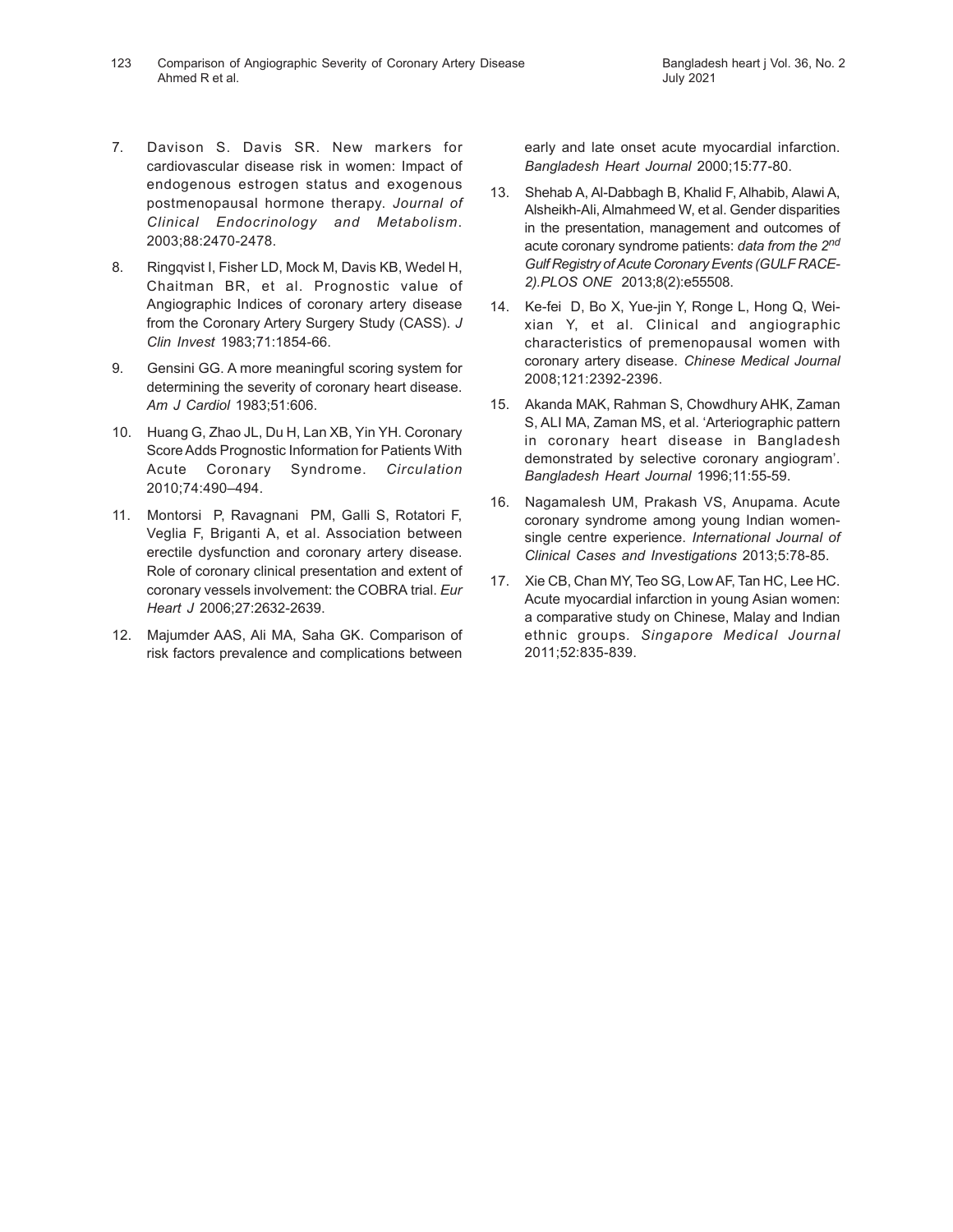7. Davison S. Davis SR. New markers for cardiovascular disease risk in women: Impact of endogenous estrogen status and exogenous postmenopausal hormone therapy. *Journal of Clinical Endocrinology and Metabolism*. 2003;88:2470-2478.
8. Ringqvist I, Fisher LD, Mock M, Davis KB, Wedel H, Chaitman BR, et al. Prognostic value of Angiographic Indices of coronary artery disease from the Coronary Artery Surgery Study (CASS). *J Clin Invest* 1983;71:1854-66.
9. Gensini GG. A more meaningful scoring system for determining the severity of coronary heart disease. *Am J Cardiol* 1983;51:606.
10. Huang G, Zhao JL, Du H, Lan XB, Yin YH. Coronary Score Adds Prognostic Information for Patients With Acute Coronary Syndrome. *Circulation* 2010;74:490–494.
11. Montorsi P, Ravagnani PM, Galli S, Rotatori F, Veglia F, Briganti A, et al. Association between erectile dysfunction and coronary artery disease. Role of coronary clinical presentation and extent of coronary vessels involvement: the COBRA trial. *Eur Heart J* 2006;27:2632-2639.
12. Majumder AAS, Ali MA, Saha GK. Comparison of risk factors prevalence and complications between early and late onset acute myocardial infarction. *Bangladesh Heart Journal* 2000;15:77-80.
13. Shehab A, Al-Dabbagh B, Khalid F, Alhabib, Alawi A, Alsheikh-Ali, Almahmeed W, et al. Gender disparities in the presentation, management and outcomes of acute coronary syndrome patients: *data from the 2nd Gulf Registry of Acute Coronary Events (GULF RACE-2).PLOS ONE* 2013;8(2):e55508.
14. Ke-fei D, Bo X, Yue-jin Y, Ronge L, Hong Q, Wei-xian Y, et al. Clinical and angiographic characteristics of premenopausal women with coronary artery disease. *Chinese Medical Journal* 2008;121:2392-2396.
15. Akanda MAK, Rahman S, Chowdhury AHK, Zaman S, ALI MA, Zaman MS, et al. 'Arteriographic pattern in coronary heart disease in Bangladesh demonstrated by selective coronary angiogram'. *Bangladesh Heart Journal* 1996;11:55-59.
16. Nagamalesh UM, Prakash VS, Anupama. Acute coronary syndrome among young Indian women-single centre experience. *International Journal of Clinical Cases and Investigations* 2013;5:78-85.
17. Xie CB, Chan MY, Teo SG, Low AF, Tan HC, Lee HC. Acute myocardial infarction in young Asian women: a comparative study on Chinese, Malay and Indian ethnic groups. *Singapore Medical Journal* 2011;52:835-839.